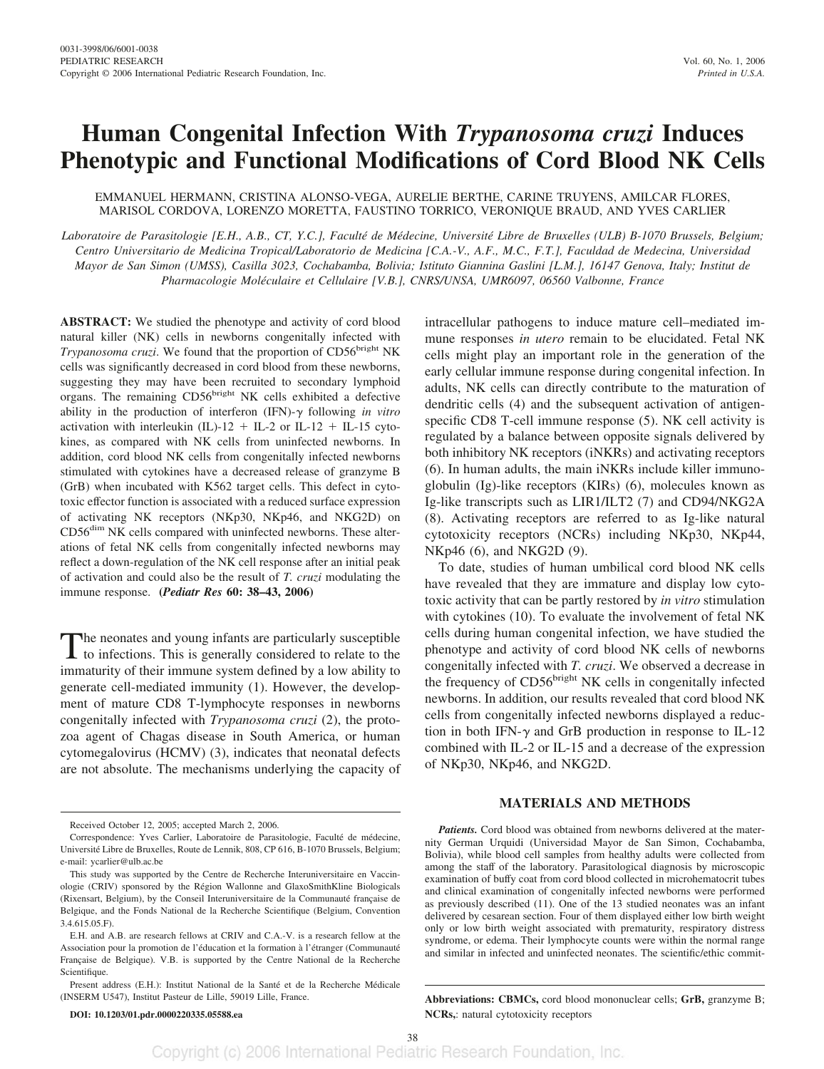# Human Congenital Infection With *Trypanosoma cruzi* Induces Phenotypic and Functional Modifications of Cord Blood NK Cells

EMMANUEL HERMANN, CRISTINA ALONSO-VEGA, AURELIE BERTHE, CARINE TRUYENS, AMILCAR FLORES, MARISOL CORDOVA, LORENZO MORETTA, FAUSTINO TORRICO, VERONIQUE BRAUD, AND YVES CARLIER

*Laboratoire de Parasitologie [E.H., A.B., CT, Y.C.], Faculté de Médecine, Université Libre de Bruxelles (ULB) B-1070 Brussels, Belgium; Centro Universitario de Medicina Tropical/Laboratorio de Medicina [C.A.-V., A.F., M.C., F.T.], Faculdad de Medecina, Universidad Mayor de San Simon (UMSS), Casilla 3023, Cochabamba, Bolivia; Istituto Giannina Gaslini [L.M.], 16147 Genova, Italy; Institut de Pharmacologie Moléculaire et Cellulaire [V.B.], CNRS/UNSA, UMR6097, 06560 Valbonne, France*

**ABSTRACT:** We studied the phenotype and activity of cord blood natural killer (NK) cells in newborns congenitally infected with *Trypanosoma cruzi*. We found that the proportion of CD56$^{bright}$ NK cells was significantly decreased in cord blood from these newborns, suggesting they may have been recruited to secondary lymphoid organs. The remaining CD56$^{bright}$ NK cells exhibited a defective ability in the production of interferon (IFN)-γ following *in vitro* activation with interleukin (IL)-12 + IL-2 or IL-12 + IL-15 cytokines, as compared with NK cells from uninfected newborns. In addition, cord blood NK cells from congenitally infected newborns stimulated with cytokines have a decreased release of granzyme B (GrB) when incubated with K562 target cells. This defect in cytotoxic effector function is associated with a reduced surface expression of activating NK receptors (NKp30, NKp46, and NKG2D) on CD56$^{dim}$ NK cells compared with uninfected newborns. These alterations of fetal NK cells from congenitally infected newborns may reflect a down-regulation of the NK cell response after an initial peak of activation and could also be the result of *T. cruzi* modulating the immune response. **(*Pediatr Res* 60: 38–43, 2006)**

The neonates and young infants are particularly susceptible to infections. This is generally considered to relate to the immaturity of their immune system defined by a low ability to generate cell-mediated immunity (1). However, the development of mature CD8 T-lymphocyte responses in newborns congenitally infected with *Trypanosoma cruzi* (2), the protozoa agent of Chagas disease in South America, or human cytomegalovirus (HCMV) (3), indicates that neonatal defects are not absolute. The mechanisms underlying the capacity of intracellular pathogens to induce mature cell–mediated immune responses *in utero* remain to be elucidated. Fetal NK cells might play an important role in the generation of the early cellular immune response during congenital infection. In adults, NK cells can directly contribute to the maturation of dendritic cells (4) and the subsequent activation of antigen-specific CD8 T-cell immune response (5). NK cell activity is regulated by a balance between opposite signals delivered by both inhibitory NK receptors (iNKRs) and activating receptors (6). In human adults, the main iNKRs include killer immunoglobulin (Ig)-like receptors (KIRs) (6), molecules known as Ig-like transcripts such as LIR1/ILT2 (7) and CD94/NKG2A (8). Activating receptors are referred to as Ig-like natural cytotoxicity receptors (NCRs) including NKp30, NKp44, NKp46 (6), and NKG2D (9).

To date, studies of human umbilical cord blood NK cells have revealed that they are immature and display low cytotoxic activity that can be partly restored by *in vitro* stimulation with cytokines (10). To evaluate the involvement of fetal NK cells during human congenital infection, we have studied the phenotype and activity of cord blood NK cells of newborns congenitally infected with *T. cruzi*. We observed a decrease in the frequency of CD56$^{bright}$ NK cells in congenitally infected newborns. In addition, our results revealed that cord blood NK cells from congenitally infected newborns displayed a reduction in both IFN-γ and GrB production in response to IL-12 combined with IL-2 or IL-15 and a decrease of the expression of NKp30, NKp46, and NKG2D.

## MATERIALS AND METHODS

***Patients.*** Cord blood was obtained from newborns delivered at the maternity German Urquidi (Universidad Mayor de San Simon, Cochabamba, Bolivia), while blood cell samples from healthy adults were collected from among the staff of the laboratory. Parasitological diagnosis by microscopic examination of buffy coat from cord blood collected in microhematocrit tubes and clinical examination of congenitally infected newborns were performed as previously described (11). One of the 13 studied neonates was an infant delivered by cesarean section. Four of them displayed either low birth weight only or low birth weight associated with prematurity, respiratory distress syndrome, or edema. Their lymphocyte counts were within the normal range and similar in infected and uninfected neonates. The scientific/ethic commit-

Received October 12, 2005; accepted March 2, 2006.

Correspondence: Yves Carlier, Laboratoire de Parasitologie, Faculté de médecine, Université Libre de Bruxelles, Route de Lennik, 808, CP 616, B-1070 Brussels, Belgium; e-mail: ycarlier@ulb.ac.be

This study was supported by the Centre de Recherche Interuniversitaire en Vaccinologie (CRIV) sponsored by the Région Wallonne and GlaxoSmithKline Biologicals (Rixensart, Belgium), by the Conseil Interuniversitaire de la Communauté française de Belgique, and the Fonds National de la Recherche Scientifique (Belgium, Convention 3.4.615.05.F).

E.H. and A.B. are research fellows at CRIV and C.A.-V. is a research fellow at the Association pour la promotion de l'éducation et la formation à l'étranger (Communauté Française de Belgique). V.B. is supported by the Centre National de la Recherche Scientifique.

Present address (E.H.): Institut National de la Santé et de la Recherche Médicale (INSERM U547), Institut Pasteur de Lille, 59019 Lille, France.

DOI: 10.1203/01.pdr.0000220335.05588.ea

**Abbreviations: CBMCs,** cord blood mononuclear cells; **GrB,** granzyme B; **NCRs,**: natural cytotoxicity receptors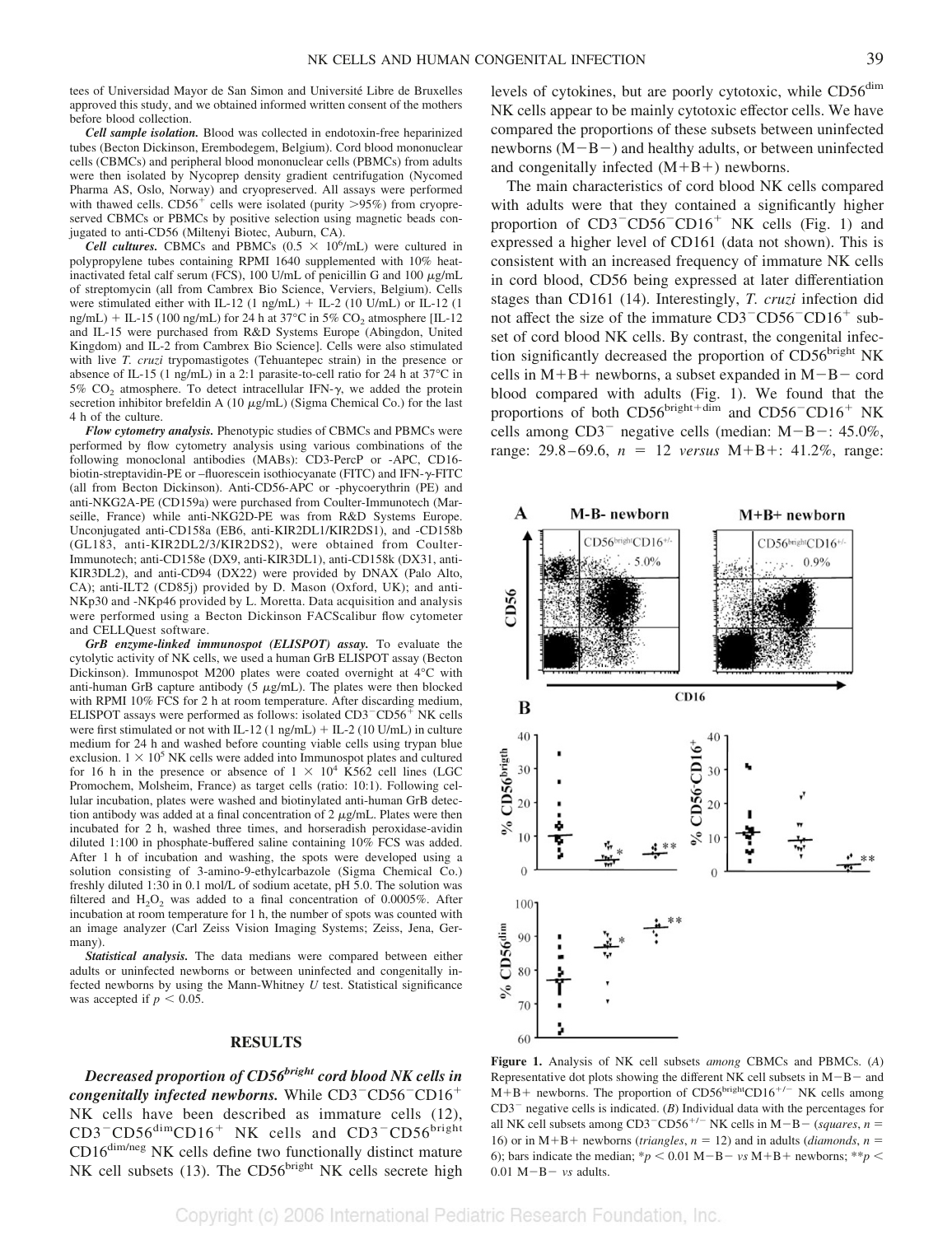tees of Universidad Mayor de San Simon and Université Libre de Bruxelles approved this study, and we obtained informed written consent of the mothers before blood collection.

***Cell sample isolation.*** Blood was collected in endotoxin-free heparinized tubes (Becton Dickinson, Erembodegem, Belgium). Cord blood mononuclear cells (CBMCs) and peripheral blood mononuclear cells (PBMCs) from adults were then isolated by Nycoprep density gradient centrifugation (Nycomed Pharma AS, Oslo, Norway) and cryopreserved. All assays were performed with thawed cells. $CD56^+$ cells were isolated (purity >95%) from cryopreserved CBMCs or PBMCs by positive selection using magnetic beads conjugated to anti-CD56 (Miltenyi Biotec, Auburn, CA).

***Cell cultures.*** CBMCs and PBMCs ($0.5 \times 10^6$/mL) were cultured in polypropylene tubes containing RPMI 1640 supplemented with 10% heat-inactivated fetal calf serum (FCS), 100 U/mL of penicillin G and 100 μg/mL of streptomycin (all from Cambrex Bio Science, Verviers, Belgium). Cells were stimulated either with IL-12 (1 ng/mL) + IL-2 (10 U/mL) or IL-12 (1 ng/mL) + IL-15 (100 ng/mL) for 24 h at 37°C in 5% $CO_2$ atmosphere [IL-12 and IL-15 were purchased from R&D Systems Europe (Abingdon, United Kingdom) and IL-2 from Cambrex Bio Science]. Cells were also stimulated with live *T. cruzi* trypomastigotes (Tehuantepec strain) in the presence or absence of IL-15 (1 ng/mL) in a 2:1 parasite-to-cell ratio for 24 h at 37°C in 5% $CO_2$ atmosphere. To detect intracellular IFN-γ, we added the protein secretion inhibitor brefeldin A (10 μg/mL) (Sigma Chemical Co.) for the last 4 h of the culture.

***Flow cytometry analysis.*** Phenotypic studies of CBMCs and PBMCs were performed by flow cytometry analysis using various combinations of the following monoclonal antibodies (MABs): CD3-PercP or -APC, CD16-biotin-streptavidin-PE or –fluorescein isothiocyanate (FITC) and IFN-γ-FITC (all from Becton Dickinson). Anti-CD56-APC or -phycoerythrin (PE) and anti-NKG2A-PE (CD159a) were purchased from Coulter-Immunotech (Marseille, France) while anti-NKG2D-PE was from R&D Systems Europe. Unconjugated anti-CD158a (EB6, anti-KIR2DL1/KIR2DS1), and -CD158b (GL183, anti-KIR2DL2/3/KIR2DS2), were obtained from Coulter-Immunotech; anti-CD158e (DX9, anti-KIR3DL1), anti-CD158k (DX31, anti-KIR3DL2), and anti-CD94 (DX22) were provided by DNAX (Palo Alto, CA); anti-ILT2 (CD85j) provided by D. Mason (Oxford, UK); and anti-NKp30 and -NKp46 provided by L. Moretta. Data acquisition and analysis were performed using a Becton Dickinson FACScalibur flow cytometer and CELLQuest software.

***GrB enzyme-linked immunospot (ELISPOT) assay.*** To evaluate the cytolytic activity of NK cells, we used a human GrB ELISPOT assay (Becton Dickinson). Immunospot M200 plates were coated overnight at 4°C with anti-human GrB capture antibody (5 μg/mL). The plates were then blocked with RPMI 10% FCS for 2 h at room temperature. After discarding medium, ELISPOT assays were performed as follows: isolated $CD3^-CD56^+$ NK cells were first stimulated or not with IL-12 (1 ng/mL) + IL-2 (10 U/mL) in culture medium for 24 h and washed before counting viable cells using trypan blue exclusion. $1 \times 10^5$ NK cells were added into Immunospot plates and cultured for 16 h in the presence or absence of $1 \times 10^4$ K562 cell lines (LGC Promochem, Molsheim, France) as target cells (ratio: 10:1). Following cellular incubation, plates were washed and biotinylated anti-human GrB detection antibody was added at a final concentration of 2 μg/mL. Plates were then incubated for 2 h, washed three times, and horseradish peroxidase-avidin diluted 1:100 in phosphate-buffered saline containing 10% FCS was added. After 1 h of incubation and washing, the spots were developed using a solution consisting of 3-amino-9-ethylcarbazole (Sigma Chemical Co.) freshly diluted 1:30 in 0.1 mol/L of sodium acetate, pH 5.0. The solution was filtered and $H_2O_2$ was added to a final concentration of 0.0005%. After incubation at room temperature for 1 h, the number of spots was counted with an image analyzer (Carl Zeiss Vision Imaging Systems; Zeiss, Jena, Germany).

***Statistical analysis.*** The data medians were compared between either adults or uninfected newborns or between uninfected and congenitally infected newborns by using the Mann-Whitney *U* test. Statistical significance was accepted if $p < 0.05$.

## RESULTS

***Decreased proportion of $CD56^{bright}$ cord blood NK cells in congenitally infected newborns.*** While $CD3^-CD56^-CD16^+$ NK cells have been described as immature cells (12), $CD3^-CD56^{dim}CD16^+$ NK cells and $CD3^-CD56^{bright}CD16^{dim/neg}$ NK cells define two functionally distinct mature NK cell subsets (13). The $CD56^{bright}$ NK cells secrete high levels of cytokines, but are poorly cytotoxic, while $CD56^{dim}$ NK cells appear to be mainly cytotoxic effector cells. We have compared the proportions of these subsets between uninfected newborns (M−B−) and healthy adults, or between uninfected and congenitally infected (M+B+) newborns.

The main characteristics of cord blood NK cells compared with adults were that they contained a significantly higher proportion of $CD3^-CD56^-CD16^+$ NK cells (Fig. 1) and expressed a higher level of CD161 (data not shown). This is consistent with an increased frequency of immature NK cells in cord blood, CD56 being expressed at later differentiation stages than CD161 (14). Interestingly, *T. cruzi* infection did not affect the size of the immature $CD3^-CD56^-CD16^+$ subset of cord blood NK cells. By contrast, the congenital infection significantly decreased the proportion of $CD56^{bright}$ NK cells in M+B+ newborns, a subset expanded in M−B− cord blood compared with adults (Fig. 1). We found that the proportions of both $CD56^{bright+dim}$ and $CD56^-CD16^+$ NK cells among $CD3^-$ negative cells (median: M−B−: 45.0%, range: 29.8–69.6, $n = 12$ *versus* M+B+: 41.2%, range:

**Figure 1.** Analysis of NK cell subsets *among* CBMCs and PBMCs. (*A*) Representative dot plots showing the different NK cell subsets in M−B− and M+B+ newborns. The proportion of $CD56^{bright}CD16^{+/-}$ NK cells among $CD3^-$ negative cells is indicated. (*B*) Individual data with the percentages for all NK cell subsets among $CD3^-CD56^{+/-}$ NK cells in M−B− (*squares*, $n = 16$) or in M+B+ newborns (*triangles*, $n = 12$) and in adults (*diamonds*, $n = 6$); bars indicate the median; \*$p < 0.01$ M−B− *vs* M+B+ newborns; \*\*$p < 0.01$ M−B− *vs* adults.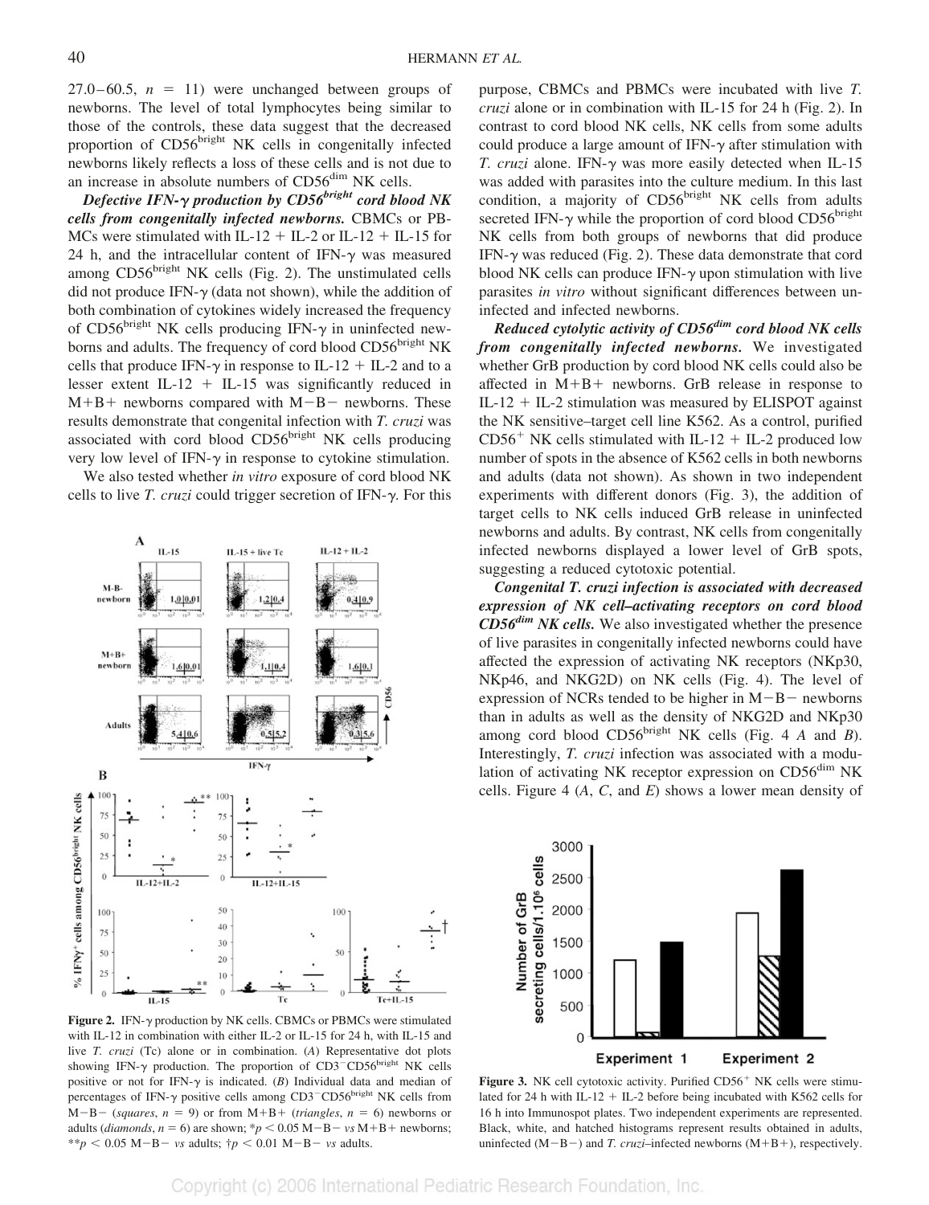27.0–60.5, $n = 11$) were unchanged between groups of newborns. The level of total lymphocytes being similar to those of the controls, these data suggest that the decreased proportion of CD56$^{bright}$ NK cells in congenitally infected newborns likely reflects a loss of these cells and is not due to an increase in absolute numbers of CD56$^{dim}$ NK cells.

***Defective IFN-γ production by CD56$^{bright}$ cord blood NK cells from congenitally infected newborns.*** CBMCs or PBMCs were stimulated with IL-12 + IL-2 or IL-12 + IL-15 for 24 h, and the intracellular content of IFN-γ was measured among CD56$^{bright}$ NK cells (Fig. 2). The unstimulated cells did not produce IFN-γ (data not shown), while the addition of both combination of cytokines widely increased the frequency of CD56$^{bright}$ NK cells producing IFN-γ in uninfected newborns and adults. The frequency of cord blood CD56$^{bright}$ NK cells that produce IFN-γ in response to IL-12 + IL-2 and to a lesser extent IL-12 + IL-15 was significantly reduced in M+B+ newborns compared with M−B− newborns. These results demonstrate that congenital infection with *T. cruzi* was associated with cord blood CD56$^{bright}$ NK cells producing very low level of IFN-γ in response to cytokine stimulation.

We also tested whether *in vitro* exposure of cord blood NK cells to live *T. cruzi* could trigger secretion of IFN-γ. For this purpose, CBMCs and PBMCs were incubated with live *T. cruzi* alone or in combination with IL-15 for 24 h (Fig. 2). In contrast to cord blood NK cells, NK cells from some adults could produce a large amount of IFN-γ after stimulation with *T. cruzi* alone. IFN-γ was more easily detected when IL-15 was added with parasites into the culture medium. In this last condition, a majority of CD56$^{bright}$ NK cells from adults secreted IFN-γ while the proportion of cord blood CD56$^{bright}$ NK cells from both groups of newborns that did produce IFN-γ was reduced (Fig. 2). These data demonstrate that cord blood NK cells can produce IFN-γ upon stimulation with live parasites *in vitro* without significant differences between uninfected and infected newborns.

**Figure 2.** IFN-γ production by NK cells. CBMCs or PBMCs were stimulated with IL-12 in combination with either IL-2 or IL-15 for 24 h, with IL-15 and live *T. cruzi* (Tc) alone or in combination. (*A*) Representative dot plots showing IFN-γ production. The proportion of CD3$^{-}$CD56$^{bright}$ NK cells positive or not for IFN-γ is indicated. (*B*) Individual data and median of percentages of IFN-γ positive cells among CD3$^{-}$CD56$^{bright}$ NK cells from M−B− (*squares*, $n = 9$) or from M+B+ (*triangles*, $n = 6$) newborns or adults (*diamonds*, $n = 6$) are shown; *$p < 0.05$ M−B− *vs* M+B+ newborns; **$p < 0.05$ M−B− *vs* adults; †$p < 0.01$ M−B− *vs* adults.

***Reduced cytolytic activity of CD56$^{dim}$ cord blood NK cells from congenitally infected newborns.*** We investigated whether GrB production by cord blood NK cells could also be affected in M+B+ newborns. GrB release in response to IL-12 + IL-2 stimulation was measured by ELISPOT against the NK sensitive–target cell line K562. As a control, purified CD56$^{+}$ NK cells stimulated with IL-12 + IL-2 produced low number of spots in the absence of K562 cells in both newborns and adults (data not shown). As shown in two independent experiments with different donors (Fig. 3), the addition of target cells to NK cells induced GrB release in uninfected newborns and adults. By contrast, NK cells from congenitally infected newborns displayed a lower level of GrB spots, suggesting a reduced cytotoxic potential.

***Congenital T. cruzi infection is associated with decreased expression of NK cell–activating receptors on cord blood CD56$^{dim}$ NK cells.*** We also investigated whether the presence of live parasites in congenitally infected newborns could have affected the expression of activating NK receptors (NKp30, NKp46, and NKG2D) on NK cells (Fig. 4). The level of expression of NCRs tended to be higher in M−B− newborns than in adults as well as the density of NKG2D and NKp30 among cord blood CD56$^{bright}$ NK cells (Fig. 4 *A* and *B*). Interestingly, *T. cruzi* infection was associated with a modulation of activating NK receptor expression on CD56$^{dim}$ NK cells. Figure 4 (*A*, *C*, and *E*) shows a lower mean density of

**Figure 3.** NK cell cytotoxic activity. Purified CD56$^{+}$ NK cells were stimulated for 24 h with IL-12 + IL-2 before being incubated with K562 cells for 16 h into Immunospot plates. Two independent experiments are represented. Black, white, and hatched histograms represent results obtained in adults, uninfected (M−B−) and *T. cruzi*–infected newborns (M+B+), respectively.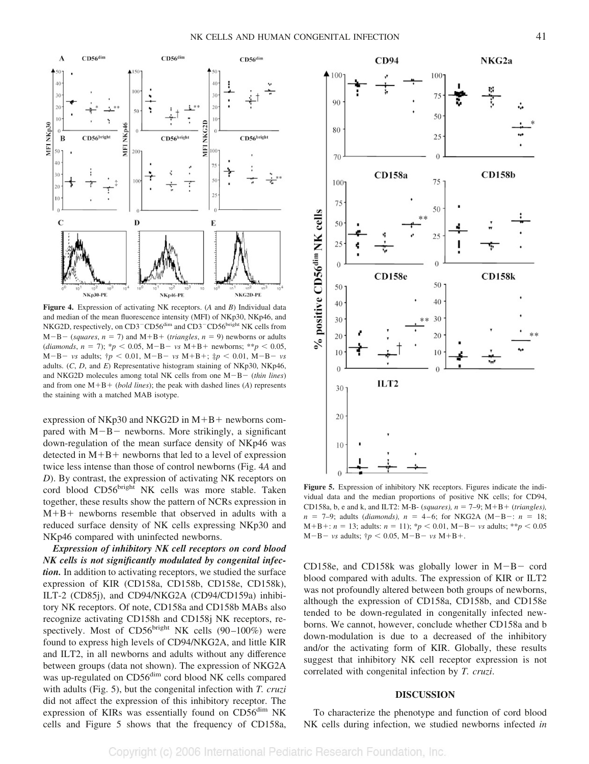**Figure 4.** Expression of activating NK receptors. (*A* and *B*) Individual data and median of the mean fluorescence intensity (MFI) of NKp30, NKp46, and NKG2D, respectively, on $CD3^{-}CD56^{dim}$ and $CD3^{-}CD56^{bright}$ NK cells from M−B− (*squares*, $n = 7$) and M+B+ (*triangles*, $n = 9$) newborns or adults (*diamonds*, $n = 7$); $*p < 0.05$, M−B− *vs* M+B+ newborns; $**p < 0.05$, M−B− *vs* adults; $†p < 0.01$, M−B− *vs* M+B+; $‡p < 0.01$, M−B− *vs* adults. (*C*, *D*, and *E*) Representative histogram staining of NKp30, NKp46, and NKG2D molecules among total NK cells from one M−B− (*thin lines*) and from one M+B+ (*bold lines*); the peak with dashed lines (*A*) represents the staining with a matched MAB isotype.

expression of NKp30 and NKG2D in M+B+ newborns compared with M−B− newborns. More strikingly, a significant down-regulation of the mean surface density of NKp46 was detected in M+B+ newborns that led to a level of expression twice less intense than those of control newborns (Fig. 4*A* and *D*). By contrast, the expression of activating NK receptors on cord blood $CD56^{bright}$ NK cells was more stable. Taken together, these results show the pattern of NCRs expression in M+B+ newborns resemble that observed in adults with a reduced surface density of NK cells expressing NKp30 and NKp46 compared with uninfected newborns.

***Expression of inhibitory NK cell receptors on cord blood NK cells is not significantly modulated by congenital infection.*** In addition to activating receptors, we studied the surface expression of KIR (CD158a, CD158b, CD158e, CD158k), ILT-2 (CD85j), and CD94/NKG2A (CD94/CD159a) inhibitory NK receptors. Of note, CD158a and CD158b MABs also recognize activating CD158h and CD158j NK receptors, respectively. Most of $CD56^{bright}$ NK cells (90–100%) were found to express high levels of CD94/NKG2A, and little KIR and ILT2, in all newborns and adults without any difference between groups (data not shown). The expression of NKG2A was up-regulated on $CD56^{dim}$ cord blood NK cells compared with adults (Fig. 5), but the congenital infection with *T. cruzi* did not affect the expression of this inhibitory receptor. The expression of KIRs was essentially found on $CD56^{dim}$ NK cells and Figure 5 shows that the frequency of CD158a, CD158e, and CD158k was globally lower in M−B− cord blood compared with adults. The expression of KIR or ILT2 was not profoundly altered between both groups of newborns, although the expression of CD158a, CD158b, and CD158e tended to be down-regulated in congenitally infected newborns. We cannot, however, conclude whether CD158a and b down-modulation is due to a decreased of the inhibitory and/or the activating form of KIR. Globally, these results suggest that inhibitory NK cell receptor expression is not correlated with congenital infection by *T. cruzi*.

**Figure 5.** Expression of inhibitory NK receptors. Figures indicate the individual data and the median proportions of positive NK cells; for CD94, CD158a, b, e and k, and ILT2: M-B- (*squares*), $n = 7$–9; M+B+ (*triangles*), $n = 7$–9; adults (*diamonds*), $n = 4$–6; for NKG2A (M−B−: $n = 18$; M+B+: $n = 13$; adults: $n = 11$); $*p < 0.01$, M−B− *vs* adults; $**p < 0.05$ M−B− *vs* adults; $†p < 0.05$, M−B− *vs* M+B+.

## DISCUSSION

To characterize the phenotype and function of cord blood NK cells during infection, we studied newborns infected *in*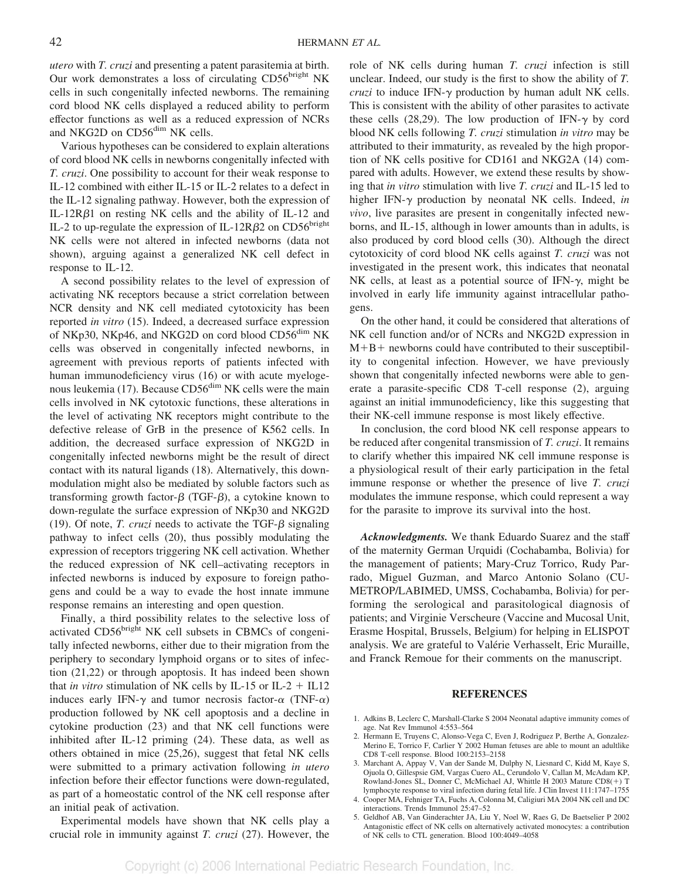*utero* with *T. cruzi* and presenting a patent parasitemia at birth. Our work demonstrates a loss of circulating CD56$^{bright}$ NK cells in such congenitally infected newborns. The remaining cord blood NK cells displayed a reduced ability to perform effector functions as well as a reduced expression of NCRs and NKG2D on CD56$^{dim}$ NK cells.

Various hypotheses can be considered to explain alterations of cord blood NK cells in newborns congenitally infected with *T. cruzi*. One possibility to account for their weak response to IL-12 combined with either IL-15 or IL-2 relates to a defect in the IL-12 signaling pathway. However, both the expression of IL-12R$\beta$1 on resting NK cells and the ability of IL-12 and IL-2 to up-regulate the expression of IL-12R$\beta$2 on CD56$^{bright}$ NK cells were not altered in infected newborns (data not shown), arguing against a generalized NK cell defect in response to IL-12.

A second possibility relates to the level of expression of activating NK receptors because a strict correlation between NCR density and NK cell mediated cytotoxicity has been reported *in vitro* (15). Indeed, a decreased surface expression of NKp30, NKp46, and NKG2D on cord blood CD56$^{dim}$ NK cells was observed in congenitally infected newborns, in agreement with previous reports of patients infected with human immunodeficiency virus (16) or with acute myelogenous leukemia (17). Because CD56$^{dim}$ NK cells were the main cells involved in NK cytotoxic functions, these alterations in the level of activating NK receptors might contribute to the defective release of GrB in the presence of K562 cells. In addition, the decreased surface expression of NKG2D in congenitally infected newborns might be the result of direct contact with its natural ligands (18). Alternatively, this down-modulation might also be mediated by soluble factors such as transforming growth factor-$\beta$ (TGF-$\beta$), a cytokine known to down-regulate the surface expression of NKp30 and NKG2D (19). Of note, *T. cruzi* needs to activate the TGF-$\beta$ signaling pathway to infect cells (20), thus possibly modulating the expression of receptors triggering NK cell activation. Whether the reduced expression of NK cell–activating receptors in infected newborns is induced by exposure to foreign pathogens and could be a way to evade the host innate immune response remains an interesting and open question.

Finally, a third possibility relates to the selective loss of activated CD56$^{bright}$ NK cell subsets in CBMCs of congenitally infected newborns, either due to their migration from the periphery to secondary lymphoid organs or to sites of infection (21,22) or through apoptosis. It has indeed been shown that *in vitro* stimulation of NK cells by IL-15 or IL-2 + IL12 induces early IFN-$\gamma$ and tumor necrosis factor-$\alpha$ (TNF-$\alpha$) production followed by NK cell apoptosis and a decline in cytokine production (23) and that NK cell functions were inhibited after IL-12 priming (24). These data, as well as others obtained in mice (25,26), suggest that fetal NK cells were submitted to a primary activation following *in utero* infection before their effector functions were down-regulated, as part of a homeostatic control of the NK cell response after an initial peak of activation.

Experimental models have shown that NK cells play a crucial role in immunity against *T. cruzi* (27). However, the role of NK cells during human *T. cruzi* infection is still unclear. Indeed, our study is the first to show the ability of *T. cruzi* to induce IFN-$\gamma$ production by human adult NK cells. This is consistent with the ability of other parasites to activate these cells (28,29). The low production of IFN-$\gamma$ by cord blood NK cells following *T. cruzi* stimulation *in vitro* may be attributed to their immaturity, as revealed by the high proportion of NK cells positive for CD161 and NKG2A (14) compared with adults. However, we extend these results by showing that *in vitro* stimulation with live *T. cruzi* and IL-15 led to higher IFN-$\gamma$ production by neonatal NK cells. Indeed, *in vivo*, live parasites are present in congenitally infected newborns, and IL-15, although in lower amounts than in adults, is also produced by cord blood cells (30). Although the direct cytotoxicity of cord blood NK cells against *T. cruzi* was not investigated in the present work, this indicates that neonatal NK cells, at least as a potential source of IFN-$\gamma$, might be involved in early life immunity against intracellular pathogens.

On the other hand, it could be considered that alterations of NK cell function and/or of NCRs and NKG2D expression in M+B+ newborns could have contributed to their susceptibility to congenital infection. However, we have previously shown that congenitally infected newborns were able to generate a parasite-specific CD8 T-cell response (2), arguing against an initial immunodeficiency, like this suggesting that their NK-cell immune response is most likely effective.

In conclusion, the cord blood NK cell response appears to be reduced after congenital transmission of *T. cruzi*. It remains to clarify whether this impaired NK cell immune response is a physiological result of their early participation in the fetal immune response or whether the presence of live *T. cruzi* modulates the immune response, which could represent a way for the parasite to improve its survival into the host.

***Acknowledgments.*** We thank Eduardo Suarez and the staff of the maternity German Urquidi (Cochabamba, Bolivia) for the management of patients; Mary-Cruz Torrico, Rudy Parrado, Miguel Guzman, and Marco Antonio Solano (CUMETROP/LABIMED, UMSS, Cochabamba, Bolivia) for performing the serological and parasitological diagnosis of patients; and Virginie Verscheure (Vaccine and Mucosal Unit, Erasme Hospital, Brussels, Belgium) for helping in ELISPOT analysis. We are grateful to Valérie Verhasselt, Eric Muraille, and Franck Remoue for their comments on the manuscript.

## REFERENCES

1. Adkins B, Leclerc C, Marshall-Clarke S 2004 Neonatal adaptive immunity comes of age. Nat Rev Immunol 4:553–564
2. Hermann E, Truyens C, Alonso-Vega C, Even J, Rodriguez P, Berthe A, Gonzalez-Merino E, Torrico F, Carlier Y 2002 Human fetuses are able to mount an adultlike CD8 T-cell response. Blood 100:2153–2158
3. Marchant A, Appay V, Van der Sande M, Dulphy N, Liesnard C, Kidd M, Kaye S, Ojuola O, Gillespsie GM, Vargas Cuero AL, Cerundolo V, Callan M, McAdam KP, Rowland-Jones SL, Donner C, McMichael AJ, Whittle H 2003 Mature CD8(+) T lymphocyte response to viral infection during fetal life. J Clin Invest 111:1747–1755
4. Cooper MA, Fehniger TA, Fuchs A, Colonna M, Caligiuri MA 2004 NK cell and DC interactions. Trends Immunol 25:47–52
5. Geldhof AB, Van Ginderachter JA, Liu Y, Noel W, Raes G, De Baetselier P 2002 Antagonistic effect of NK cells on alternatively activated monocytes: a contribution of NK cells to CTL generation. Blood 100:4049–4058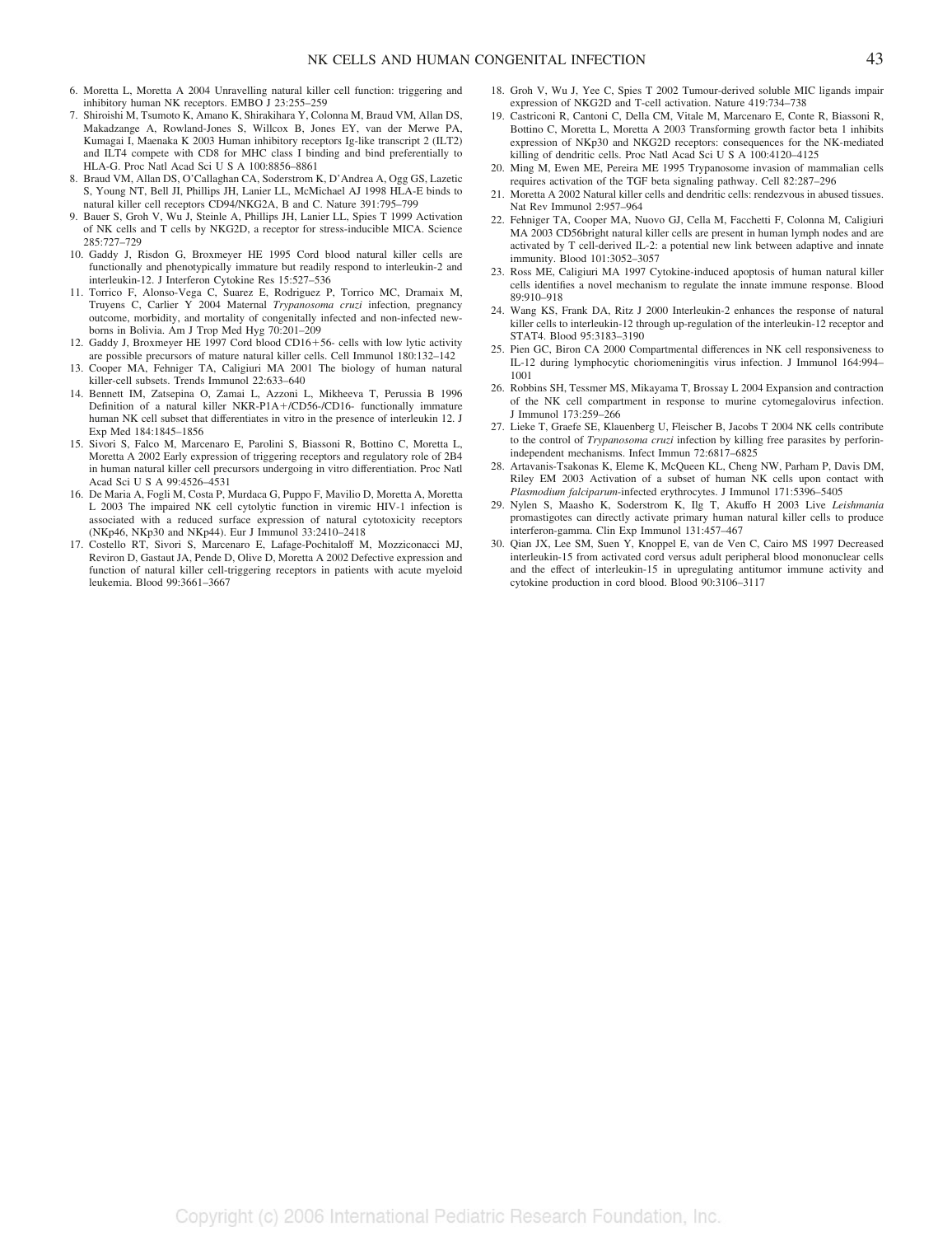6. Moretta L, Moretta A 2004 Unravelling natural killer cell function: triggering and inhibitory human NK receptors. EMBO J 23:255–259
7. Shiroishi M, Tsumoto K, Amano K, Shirakihara Y, Colonna M, Braud VM, Allan DS, Makadzange A, Rowland-Jones S, Willcox B, Jones EY, van der Merwe PA, Kumagai I, Maenaka K 2003 Human inhibitory receptors Ig-like transcript 2 (ILT2) and ILT4 compete with CD8 for MHC class I binding and bind preferentially to HLA-G. Proc Natl Acad Sci U S A 100:8856–8861
8. Braud VM, Allan DS, O'Callaghan CA, Soderstrom K, D'Andrea A, Ogg GS, Lazetic S, Young NT, Bell JI, Phillips JH, Lanier LL, McMichael AJ 1998 HLA-E binds to natural killer cell receptors CD94/NKG2A, B and C. Nature 391:795–799
9. Bauer S, Groh V, Wu J, Steinle A, Phillips JH, Lanier LL, Spies T 1999 Activation of NK cells and T cells by NKG2D, a receptor for stress-inducible MICA. Science 285:727–729
10. Gaddy J, Risdon G, Broxmeyer HE 1995 Cord blood natural killer cells are functionally and phenotypically immature but readily respond to interleukin-2 and interleukin-12. J Interferon Cytokine Res 15:527–536
11. Torrico F, Alonso-Vega C, Suarez E, Rodriguez P, Torrico MC, Dramaix M, Truyens C, Carlier Y 2004 Maternal *Trypanosoma cruzi* infection, pregnancy outcome, morbidity, and mortality of congenitally infected and non-infected newborns in Bolivia. Am J Trop Med Hyg 70:201–209
12. Gaddy J, Broxmeyer HE 1997 Cord blood CD16+56- cells with low lytic activity are possible precursors of mature natural killer cells. Cell Immunol 180:132–142
13. Cooper MA, Fehniger TA, Caligiuri MA 2001 The biology of human natural killer-cell subsets. Trends Immunol 22:633–640
14. Bennett IM, Zatsepina O, Zamai L, Azzoni L, Mikheeva T, Perussia B 1996 Definition of a natural killer NKR-P1A+/CD56-/CD16- functionally immature human NK cell subset that differentiates in vitro in the presence of interleukin 12. J Exp Med 184:1845–1856
15. Sivori S, Falco M, Marcenaro E, Parolini S, Biassoni R, Bottino C, Moretta L, Moretta A 2002 Early expression of triggering receptors and regulatory role of 2B4 in human natural killer cell precursors undergoing in vitro differentiation. Proc Natl Acad Sci U S A 99:4526–4531
16. De Maria A, Fogli M, Costa P, Murdaca G, Puppo F, Mavilio D, Moretta A, Moretta L 2003 The impaired NK cell cytolytic function in viremic HIV-1 infection is associated with a reduced surface expression of natural cytotoxicity receptors (NKp46, NKp30 and NKp44). Eur J Immunol 33:2410–2418
17. Costello RT, Sivori S, Marcenaro E, Lafage-Pochitaloff M, Mozziconacci MJ, Reviron D, Gastaut JA, Pende D, Olive D, Moretta A 2002 Defective expression and function of natural killer cell-triggering receptors in patients with acute myeloid leukemia. Blood 99:3661–3667
18. Groh V, Wu J, Yee C, Spies T 2002 Tumour-derived soluble MIC ligands impair expression of NKG2D and T-cell activation. Nature 419:734–738
19. Castriconi R, Cantoni C, Della CM, Vitale M, Marcenaro E, Conte R, Biassoni R, Bottino C, Moretta L, Moretta A 2003 Transforming growth factor beta 1 inhibits expression of NKp30 and NKG2D receptors: consequences for the NK-mediated killing of dendritic cells. Proc Natl Acad Sci U S A 100:4120–4125
20. Ming M, Ewen ME, Pereira ME 1995 Trypanosome invasion of mammalian cells requires activation of the TGF beta signaling pathway. Cell 82:287–296
21. Moretta A 2002 Natural killer cells and dendritic cells: rendezvous in abused tissues. Nat Rev Immunol 2:957–964
22. Fehniger TA, Cooper MA, Nuovo GJ, Cella M, Facchetti F, Colonna M, Caligiuri MA 2003 CD56bright natural killer cells are present in human lymph nodes and are activated by T cell-derived IL-2: a potential new link between adaptive and innate immunity. Blood 101:3052–3057
23. Ross ME, Caligiuri MA 1997 Cytokine-induced apoptosis of human natural killer cells identifies a novel mechanism to regulate the innate immune response. Blood 89:910–918
24. Wang KS, Frank DA, Ritz J 2000 Interleukin-2 enhances the response of natural killer cells to interleukin-12 through up-regulation of the interleukin-12 receptor and STAT4. Blood 95:3183–3190
25. Pien GC, Biron CA 2000 Compartmental differences in NK cell responsiveness to IL-12 during lymphocytic choriomeningitis virus infection. J Immunol 164:994–1001
26. Robbins SH, Tessmer MS, Mikayama T, Brossay L 2004 Expansion and contraction of the NK cell compartment in response to murine cytomegalovirus infection. J Immunol 173:259–266
27. Lieke T, Graefe SE, Klauenberg U, Fleischer B, Jacobs T 2004 NK cells contribute to the control of *Trypanosoma cruzi* infection by killing free parasites by perforin-independent mechanisms. Infect Immun 72:6817–6825
28. Artavanis-Tsakonas K, Eleme K, McQueen KL, Cheng NW, Parham P, Davis DM, Riley EM 2003 Activation of a subset of human NK cells upon contact with *Plasmodium falciparum*-infected erythrocytes. J Immunol 171:5396–5405
29. Nylen S, Maasho K, Soderstrom K, Ilg T, Akuffo H 2003 Live *Leishmania* promastigotes can directly activate primary human natural killer cells to produce interferon-gamma. Clin Exp Immunol 131:457–467
30. Qian JX, Lee SM, Suen Y, Knoppel E, van de Ven C, Cairo MS 1997 Decreased interleukin-15 from activated cord versus adult peripheral blood mononuclear cells and the effect of interleukin-15 in upregulating antitumor immune activity and cytokine production in cord blood. Blood 90:3106–3117